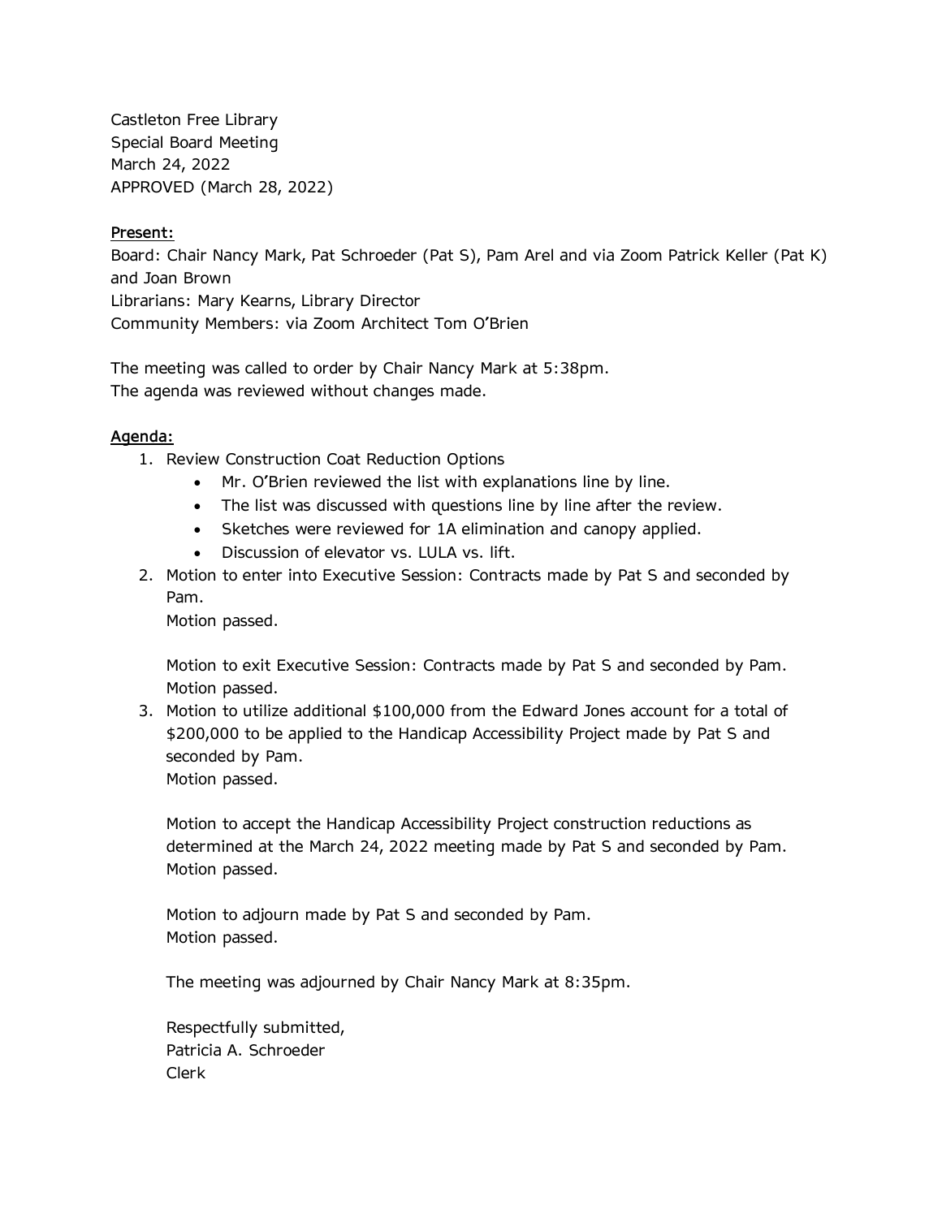Castleton Free Library
Special Board Meeting
March 24, 2022
APPROVED (March 28, 2022)

**Present:**
Board: Chair Nancy Mark, Pat Schroeder (Pat S), Pam Arel and via Zoom Patrick Keller (Pat K) and Joan Brown
Librarians: Mary Kearns, Library Director
Community Members: via Zoom Architect Tom O'Brien

The meeting was called to order by Chair Nancy Mark at 5:38pm.
The agenda was reviewed without changes made.

**Agenda:**

1. Review Construction Coat Reduction Options
   - Mr. O'Brien reviewed the list with explanations line by line.
   - The list was discussed with questions line by line after the review.
   - Sketches were reviewed for 1A elimination and canopy applied.
   - Discussion of elevator vs. LULA vs. lift.
2. Motion to enter into Executive Session: Contracts made by Pat S and seconded by Pam.
   Motion passed.

   Motion to exit Executive Session: Contracts made by Pat S and seconded by Pam.
   Motion passed.
3. Motion to utilize additional $100,000 from the Edward Jones account for a total of $200,000 to be applied to the Handicap Accessibility Project made by Pat S and seconded by Pam.
   Motion passed.

   Motion to accept the Handicap Accessibility Project construction reductions as determined at the March 24, 2022 meeting made by Pat S and seconded by Pam.
   Motion passed.

   Motion to adjourn made by Pat S and seconded by Pam.
   Motion passed.

   The meeting was adjourned by Chair Nancy Mark at 8:35pm.

   Respectfully submitted,
   Patricia A. Schroeder
   Clerk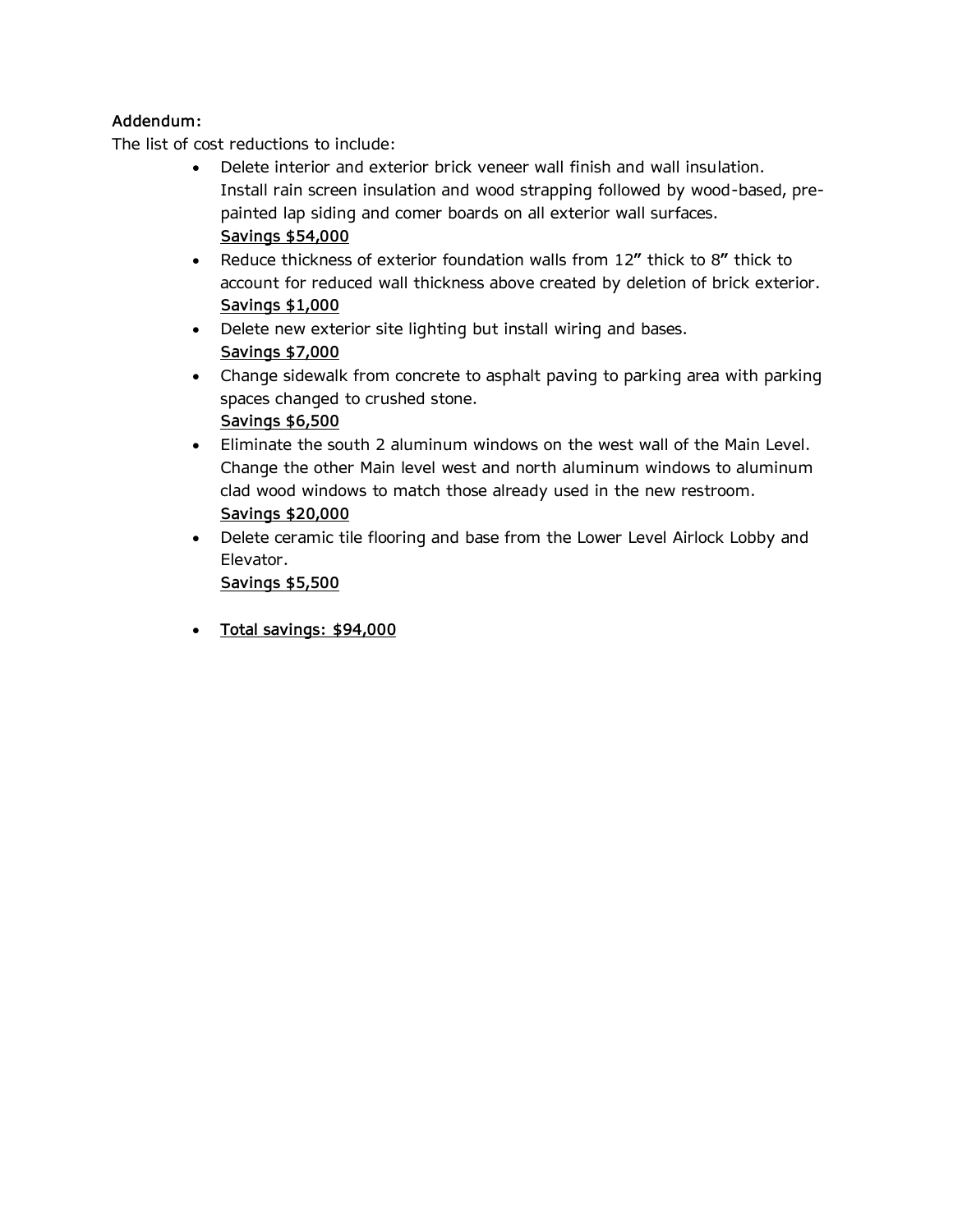Addendum:

The list of cost reductions to include:

- Delete interior and exterior brick veneer wall finish and wall insulation. Install rain screen insulation and wood strapping followed by wood-based, pre-painted lap siding and comer boards on all exterior wall surfaces.
  <u>Savings $54,000</u>
- Reduce thickness of exterior foundation walls from 12" thick to 8" thick to account for reduced wall thickness above created by deletion of brick exterior.
  <u>Savings $1,000</u>
- Delete new exterior site lighting but install wiring and bases.
  <u>Savings $7,000</u>
- Change sidewalk from concrete to asphalt paving to parking area with parking spaces changed to crushed stone.
  <u>Savings $6,500</u>
- Eliminate the south 2 aluminum windows on the west wall of the Main Level. Change the other Main level west and north aluminum windows to aluminum clad wood windows to match those already used in the new restroom.
  <u>Savings $20,000</u>
- Delete ceramic tile flooring and base from the Lower Level Airlock Lobby and Elevator.
  <u>Savings $5,500</u>

- <u>Total savings: $94,000</u>